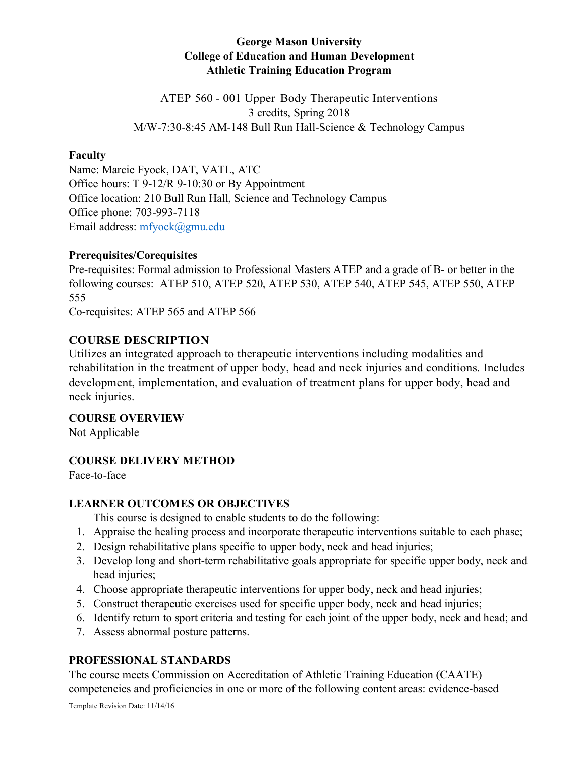**George Mason University**
**College of Education and Human Development**
**Athletic Training Education Program**

ATEP 560 - 001 Upper Body Therapeutic Interventions
3 credits, Spring 2018
M/W-7:30-8:45 AM-148 Bull Run Hall-Science & Technology Campus

**Faculty**
Name: Marcie Fyock, DAT, VATL, ATC
Office hours: T 9-12/R 9-10:30 or By Appointment
Office location: 210 Bull Run Hall, Science and Technology Campus
Office phone: 703-993-7118
Email address: mfyock@gmu.edu

**Prerequisites/Corequisites**
Pre-requisites: Formal admission to Professional Masters ATEP and a grade of B- or better in the following courses: ATEP 510, ATEP 520, ATEP 530, ATEP 540, ATEP 545, ATEP 550, ATEP 555
Co-requisites: ATEP 565 and ATEP 566

## COURSE DESCRIPTION

Utilizes an integrated approach to therapeutic interventions including modalities and rehabilitation in the treatment of upper body, head and neck injuries and conditions. Includes development, implementation, and evaluation of treatment plans for upper body, head and neck injuries.

## COURSE OVERVIEW

Not Applicable

## COURSE DELIVERY METHOD

Face-to-face

## LEARNER OUTCOMES OR OBJECTIVES

This course is designed to enable students to do the following:

1. Appraise the healing process and incorporate therapeutic interventions suitable to each phase;
2. Design rehabilitative plans specific to upper body, neck and head injuries;
3. Develop long and short-term rehabilitative goals appropriate for specific upper body, neck and head injuries;
4. Choose appropriate therapeutic interventions for upper body, neck and head injuries;
5. Construct therapeutic exercises used for specific upper body, neck and head injuries;
6. Identify return to sport criteria and testing for each joint of the upper body, neck and head; and
7. Assess abnormal posture patterns.

## PROFESSIONAL STANDARDS

The course meets Commission on Accreditation of Athletic Training Education (CAATE) competencies and proficiencies in one or more of the following content areas: evidence-based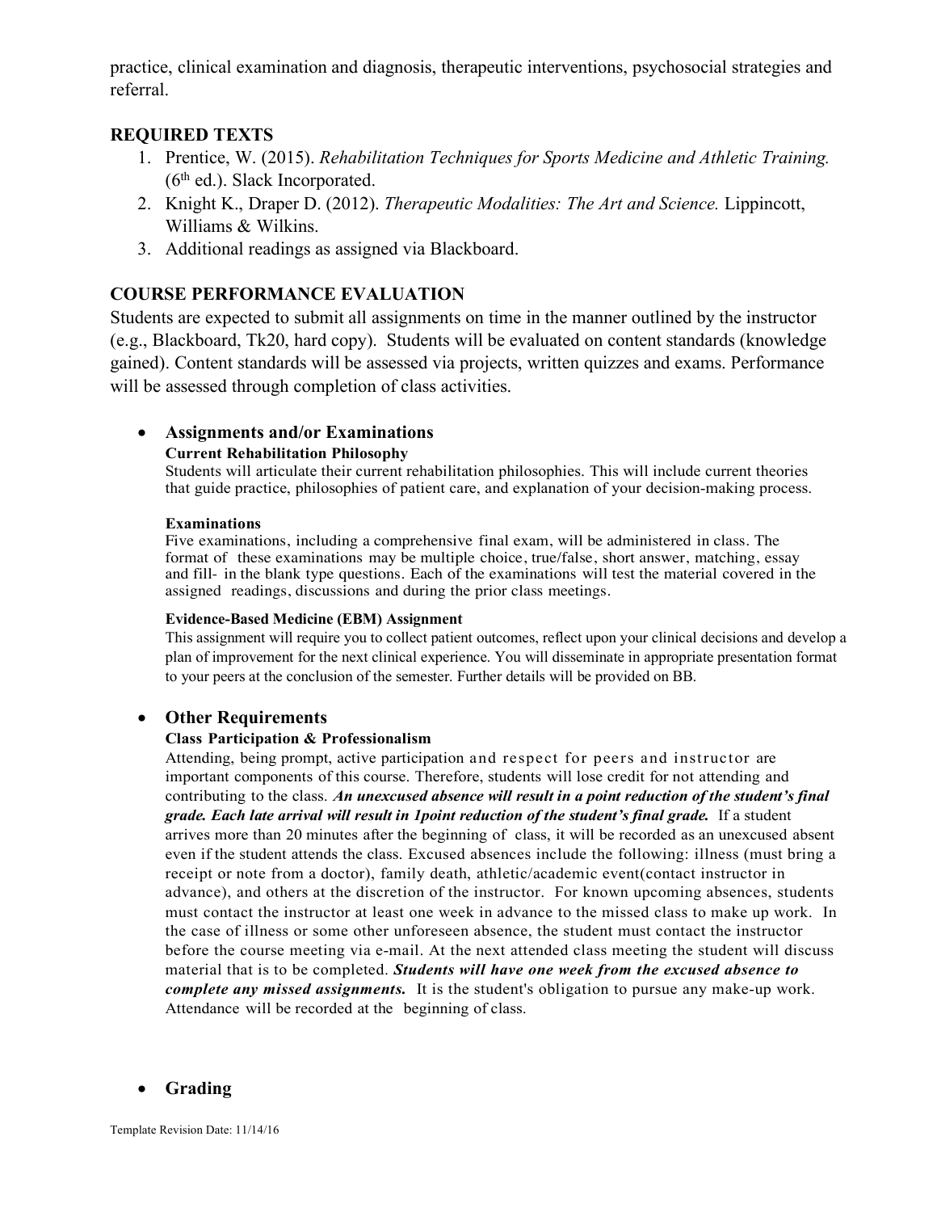practice, clinical examination and diagnosis, therapeutic interventions, psychosocial strategies and referral.

## REQUIRED TEXTS

1. Prentice, W. (2015). *Rehabilitation Techniques for Sports Medicine and Athletic Training.* (6th ed.). Slack Incorporated.
2. Knight K., Draper D. (2012). *Therapeutic Modalities: The Art and Science.* Lippincott, Williams & Wilkins.
3. Additional readings as assigned via Blackboard.

## COURSE PERFORMANCE EVALUATION

Students are expected to submit all assignments on time in the manner outlined by the instructor (e.g., Blackboard, Tk20, hard copy). Students will be evaluated on content standards (knowledge gained). Content standards will be assessed via projects, written quizzes and exams. Performance will be assessed through completion of class activities.

- **Assignments and/or Examinations**

  **Current Rehabilitation Philosophy**
  Students will articulate their current rehabilitation philosophies. This will include current theories that guide practice, philosophies of patient care, and explanation of your decision-making process.

  **Examinations**
  Five examinations, including a comprehensive final exam, will be administered in class. The format of these examinations may be multiple choice, true/false, short answer, matching, essay and fill- in the blank type questions. Each of the examinations will test the material covered in the assigned readings, discussions and during the prior class meetings.

  **Evidence-Based Medicine (EBM) Assignment**
  This assignment will require you to collect patient outcomes, reflect upon your clinical decisions and develop a plan of improvement for the next clinical experience. You will disseminate in appropriate presentation format to your peers at the conclusion of the semester. Further details will be provided on BB.

- **Other Requirements**

  **Class Participation & Professionalism**
  Attending, being prompt, active participation and respect for peers and instructor are important components of this course. Therefore, students will lose credit for not attending and contributing to the class. ***An unexcused absence will result in a point reduction of the student's final grade. Each late arrival will result in 1point reduction of the student's final grade.*** If a student arrives more than 20 minutes after the beginning of class, it will be recorded as an unexcused absent even if the student attends the class. Excused absences include the following: illness (must bring a receipt or note from a doctor), family death, athletic/academic event(contact instructor in advance), and others at the discretion of the instructor. For known upcoming absences, students must contact the instructor at least one week in advance to the missed class to make up work. In the case of illness or some other unforeseen absence, the student must contact the instructor before the course meeting via e-mail. At the next attended class meeting the student will discuss material that is to be completed. ***Students will have one week from the excused absence to complete any missed assignments.*** It is the student's obligation to pursue any make-up work. Attendance will be recorded at the beginning of class.

- **Grading**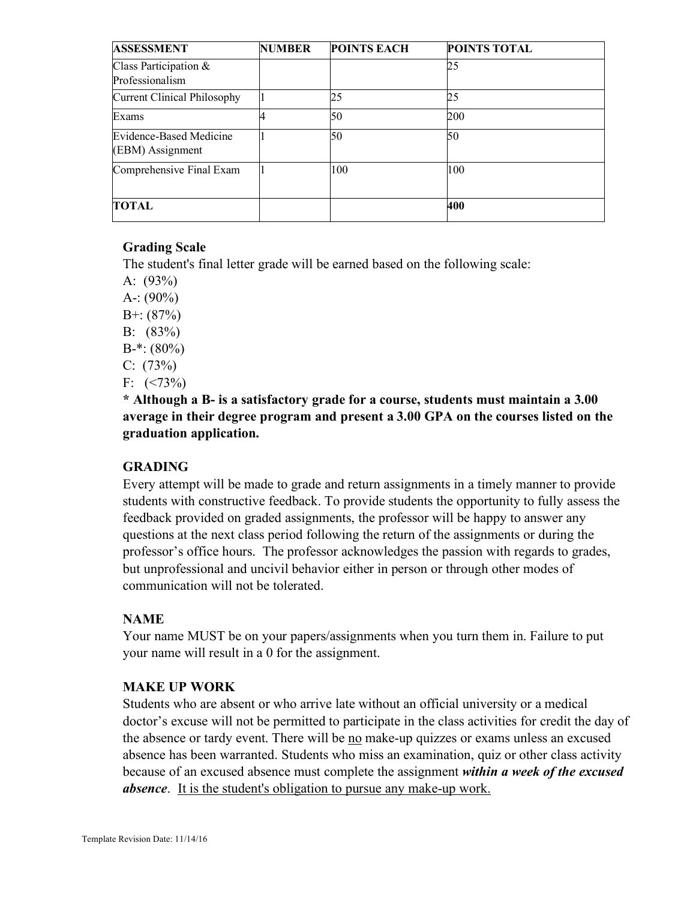| ASSESSMENT | NUMBER | POINTS EACH | POINTS TOTAL |
|---|---|---|---|
| Class Participation & Professionalism | | | 25 |
| Current Clinical Philosophy | 1 | 25 | 25 |
| Exams | 4 | 50 | 200 |
| Evidence-Based Medicine (EBM) Assignment | 1 | 50 | 50 |
| Comprehensive Final Exam | 1 | 100 | 100 |
| **TOTAL** | | | **400** |

**Grading Scale**

The student's final letter grade will be earned based on the following scale:

A: (93%)
A-: (90%)
B+: (87%)
B: (83%)
B-*: (80%)
C: (73%)
F: (<73%)

**\* Although a B- is a satisfactory grade for a course, students must maintain a 3.00 average in their degree program and present a 3.00 GPA on the courses listed on the graduation application.**

**GRADING**

Every attempt will be made to grade and return assignments in a timely manner to provide students with constructive feedback. To provide students the opportunity to fully assess the feedback provided on graded assignments, the professor will be happy to answer any questions at the next class period following the return of the assignments or during the professor's office hours. The professor acknowledges the passion with regards to grades, but unprofessional and uncivil behavior either in person or through other modes of communication will not be tolerated.

**NAME**

Your name MUST be on your papers/assignments when you turn them in. Failure to put your name will result in a 0 for the assignment.

**MAKE UP WORK**

Students who are absent or who arrive late without an official university or a medical doctor's excuse will not be permitted to participate in the class activities for credit the day of the absence or tardy event. There will be no make-up quizzes or exams unless an excused absence has been warranted. Students who miss an examination, quiz or other class activity because of an excused absence must complete the assignment ***within a week of the excused absence***. It is the student's obligation to pursue any make-up work.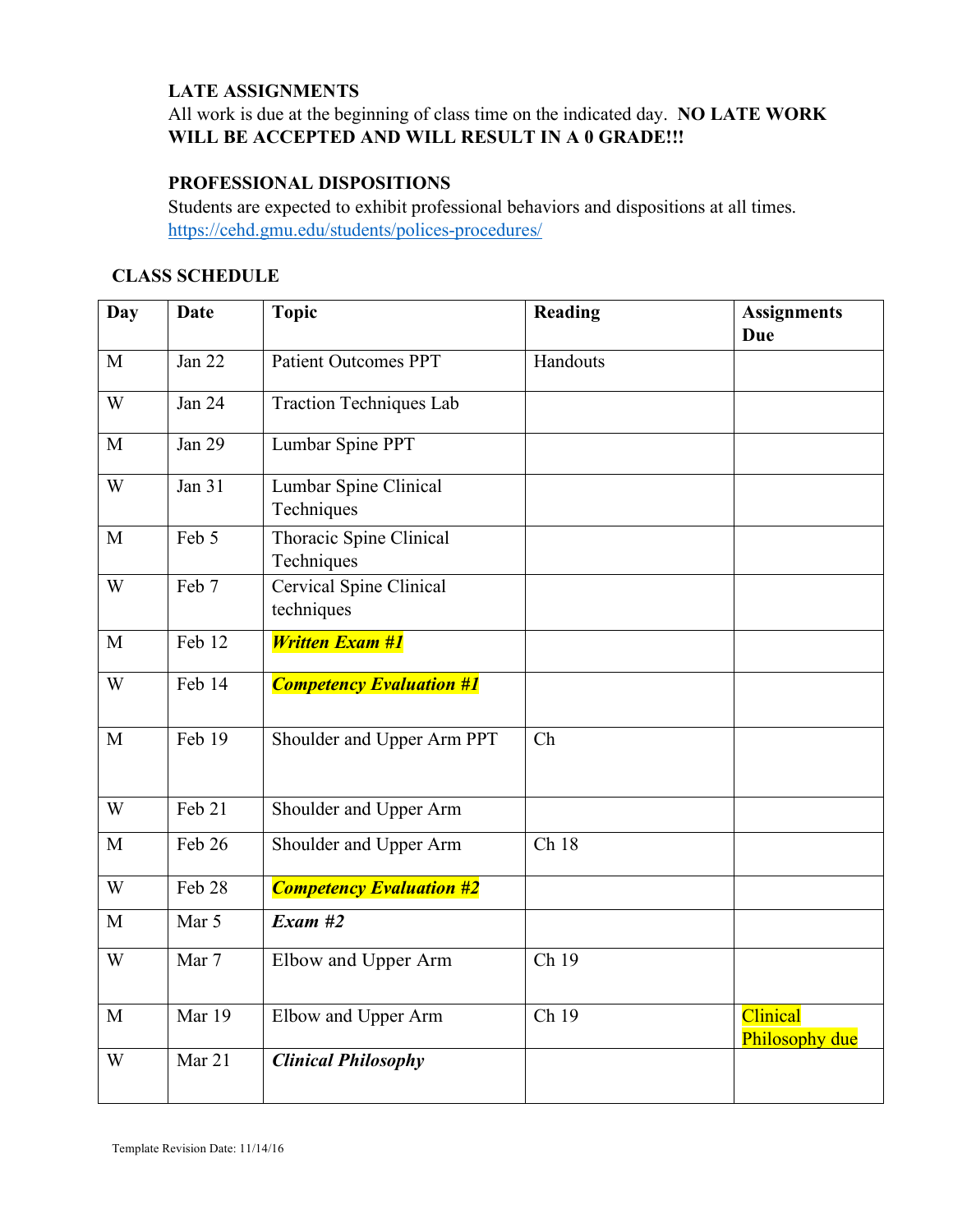**LATE ASSIGNMENTS**
All work is due at the beginning of class time on the indicated day. **NO LATE WORK WILL BE ACCEPTED AND WILL RESULT IN A 0 GRADE!!!**

**PROFESSIONAL DISPOSITIONS**
Students are expected to exhibit professional behaviors and dispositions at all times.
https://cehd.gmu.edu/students/polices-procedures/

**CLASS SCHEDULE**

| Day | Date | Topic | Reading | Assignments Due |
|---|---|---|---|---|
| M | Jan 22 | Patient Outcomes PPT | Handouts | |
| W | Jan 24 | Traction Techniques Lab | | |
| M | Jan 29 | Lumbar Spine PPT | | |
| W | Jan 31 | Lumbar Spine Clinical Techniques | | |
| M | Feb 5 | Thoracic Spine Clinical Techniques | | |
| W | Feb 7 | Cervical Spine Clinical techniques | | |
| M | Feb 12 | ***Written Exam #1*** | | |
| W | Feb 14 | ***Competency Evaluation #1*** | | |
| M | Feb 19 | Shoulder and Upper Arm PPT | Ch | |
| W | Feb 21 | Shoulder and Upper Arm | | |
| M | Feb 26 | Shoulder and Upper Arm | Ch 18 | |
| W | Feb 28 | ***Competency Evaluation #2*** | | |
| M | Mar 5 | ***Exam #2*** | | |
| W | Mar 7 | Elbow and Upper Arm | Ch 19 | |
| M | Mar 19 | Elbow and Upper Arm | Ch 19 | Clinical Philosophy due |
| W | Mar 21 | ***Clinical Philosophy*** | | |

Template Revision Date: 11/14/16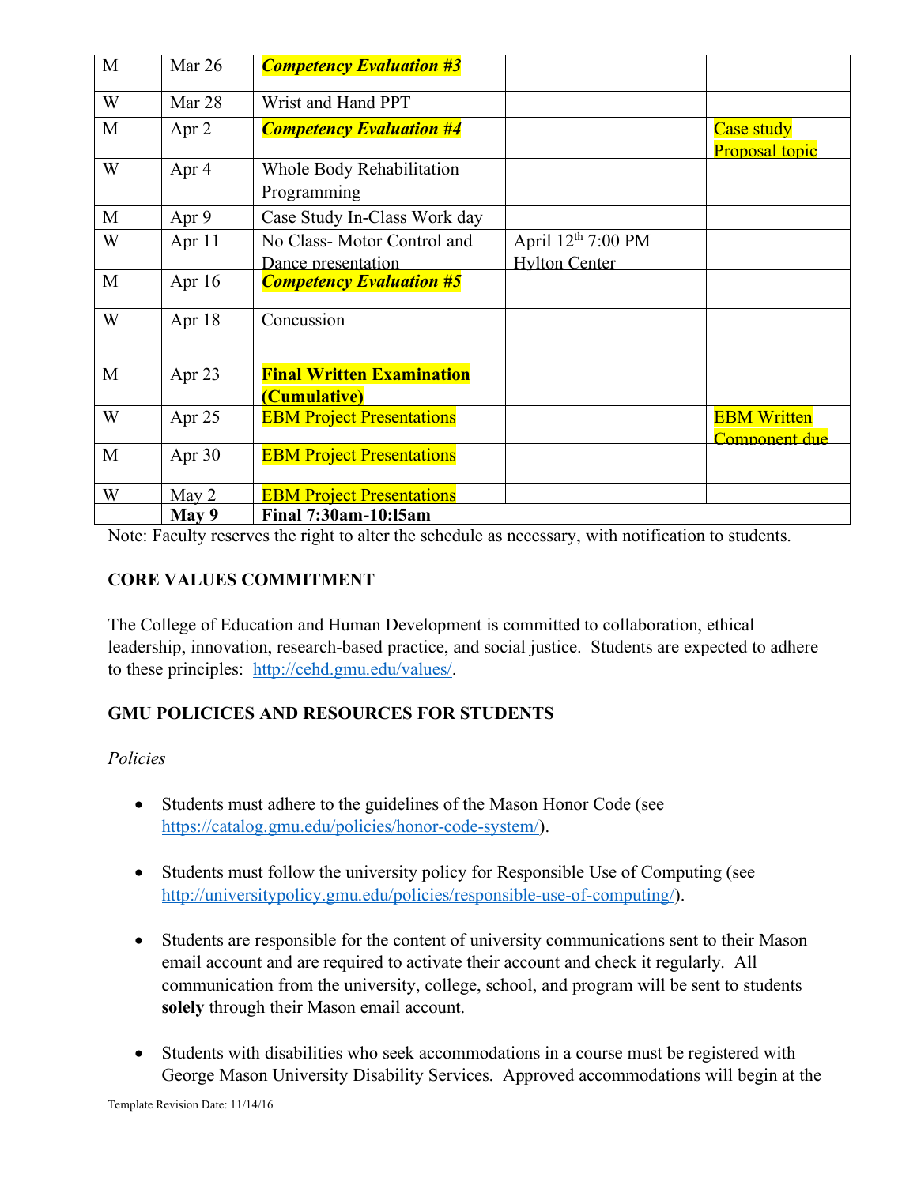| M | Mar 26 | ***Competency Evaluation #3*** | | |
|---|---|---|---|---|
| W | Mar 28 | Wrist and Hand PPT | | |
| M | Apr 2 | ***Competency Evaluation #4*** | | Case study Proposal topic |
| W | Apr 4 | Whole Body Rehabilitation Programming | | |
| M | Apr 9 | Case Study In-Class Work day | | |
| W | Apr 11 | No Class- Motor Control and Dance presentation | April 12th 7:00 PM Hylton Center | |
| M | Apr 16 | ***Competency Evaluation #5*** | | |
| W | Apr 18 | Concussion | | |
| M | Apr 23 | **Final Written Examination (Cumulative)** | | |
| W | Apr 25 | EBM Project Presentations | | EBM Written Component due |
| M | Apr 30 | EBM Project Presentations | | |
| W | May 2 | EBM Project Presentations | | |
| | **May 9** | **Final 7:30am-10:l5am** | | |

Note: Faculty reserves the right to alter the schedule as necessary, with notification to students.

## CORE VALUES COMMITMENT

The College of Education and Human Development is committed to collaboration, ethical leadership, innovation, research-based practice, and social justice. Students are expected to adhere to these principles: http://cehd.gmu.edu/values/.

## GMU POLICICES AND RESOURCES FOR STUDENTS

*Policies*

- Students must adhere to the guidelines of the Mason Honor Code (see https://catalog.gmu.edu/policies/honor-code-system/).

- Students must follow the university policy for Responsible Use of Computing (see http://universitypolicy.gmu.edu/policies/responsible-use-of-computing/).

- Students are responsible for the content of university communications sent to their Mason email account and are required to activate their account and check it regularly. All communication from the university, college, school, and program will be sent to students **solely** through their Mason email account.

- Students with disabilities who seek accommodations in a course must be registered with George Mason University Disability Services. Approved accommodations will begin at the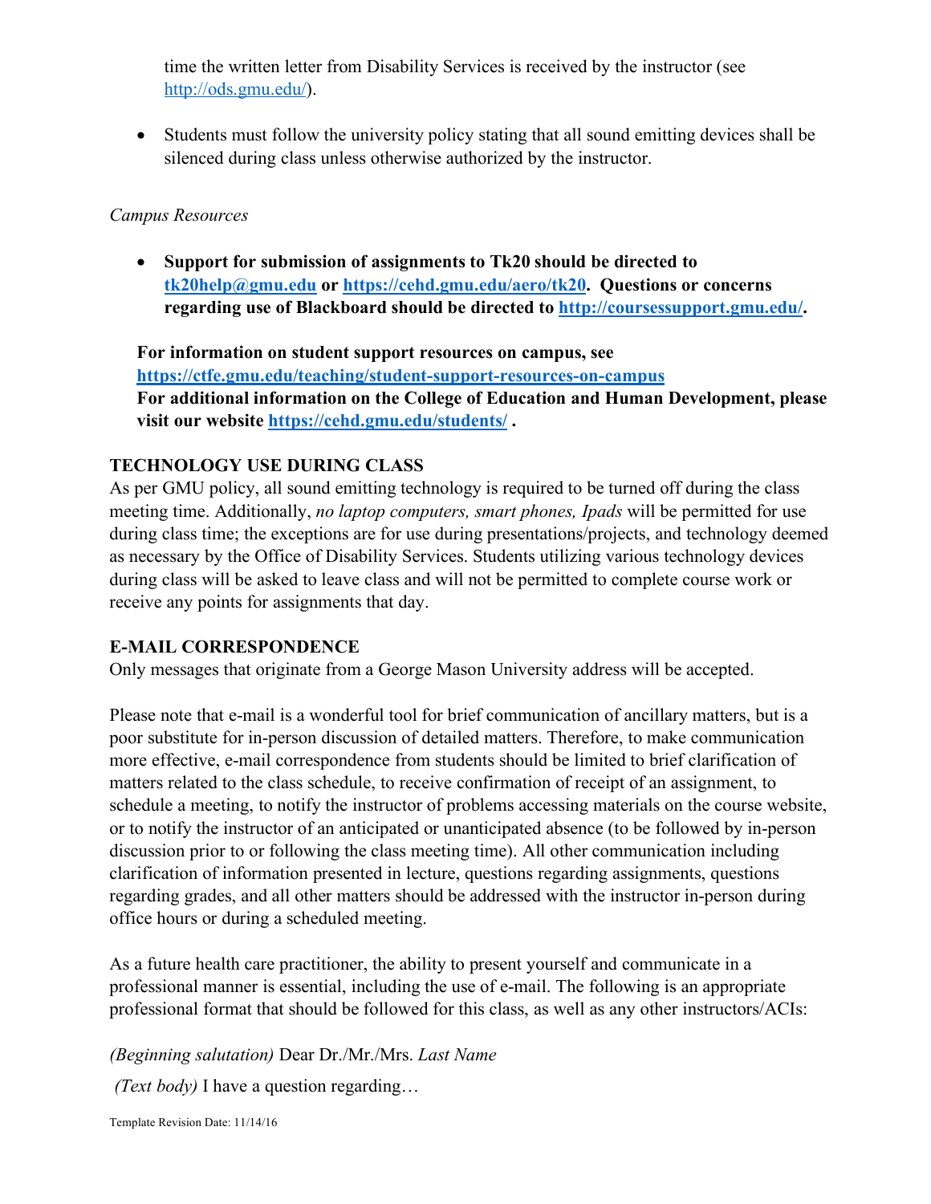time the written letter from Disability Services is received by the instructor (see http://ods.gmu.edu/).

- Students must follow the university policy stating that all sound emitting devices shall be silenced during class unless otherwise authorized by the instructor.

*Campus Resources*

- **Support for submission of assignments to Tk20 should be directed to tk20help@gmu.edu or https://cehd.gmu.edu/aero/tk20. Questions or concerns regarding use of Blackboard should be directed to http://coursessupport.gmu.edu/.**

**For information on student support resources on campus, see https://ctfe.gmu.edu/teaching/student-support-resources-on-campus**
**For additional information on the College of Education and Human Development, please visit our website https://cehd.gmu.edu/students/ .**

## TECHNOLOGY USE DURING CLASS

As per GMU policy, all sound emitting technology is required to be turned off during the class meeting time. Additionally, *no laptop computers, smart phones, Ipads* will be permitted for use during class time; the exceptions are for use during presentations/projects, and technology deemed as necessary by the Office of Disability Services. Students utilizing various technology devices during class will be asked to leave class and will not be permitted to complete course work or receive any points for assignments that day.

## E-MAIL CORRESPONDENCE

Only messages that originate from a George Mason University address will be accepted.

Please note that e-mail is a wonderful tool for brief communication of ancillary matters, but is a poor substitute for in-person discussion of detailed matters. Therefore, to make communication more effective, e-mail correspondence from students should be limited to brief clarification of matters related to the class schedule, to receive confirmation of receipt of an assignment, to schedule a meeting, to notify the instructor of problems accessing materials on the course website, or to notify the instructor of an anticipated or unanticipated absence (to be followed by in-person discussion prior to or following the class meeting time). All other communication including clarification of information presented in lecture, questions regarding assignments, questions regarding grades, and all other matters should be addressed with the instructor in-person during office hours or during a scheduled meeting.

As a future health care practitioner, the ability to present yourself and communicate in a professional manner is essential, including the use of e-mail. The following is an appropriate professional format that should be followed for this class, as well as any other instructors/ACIs:

*(Beginning salutation)* Dear Dr./Mr./Mrs. *Last Name*

*(Text body)* I have a question regarding…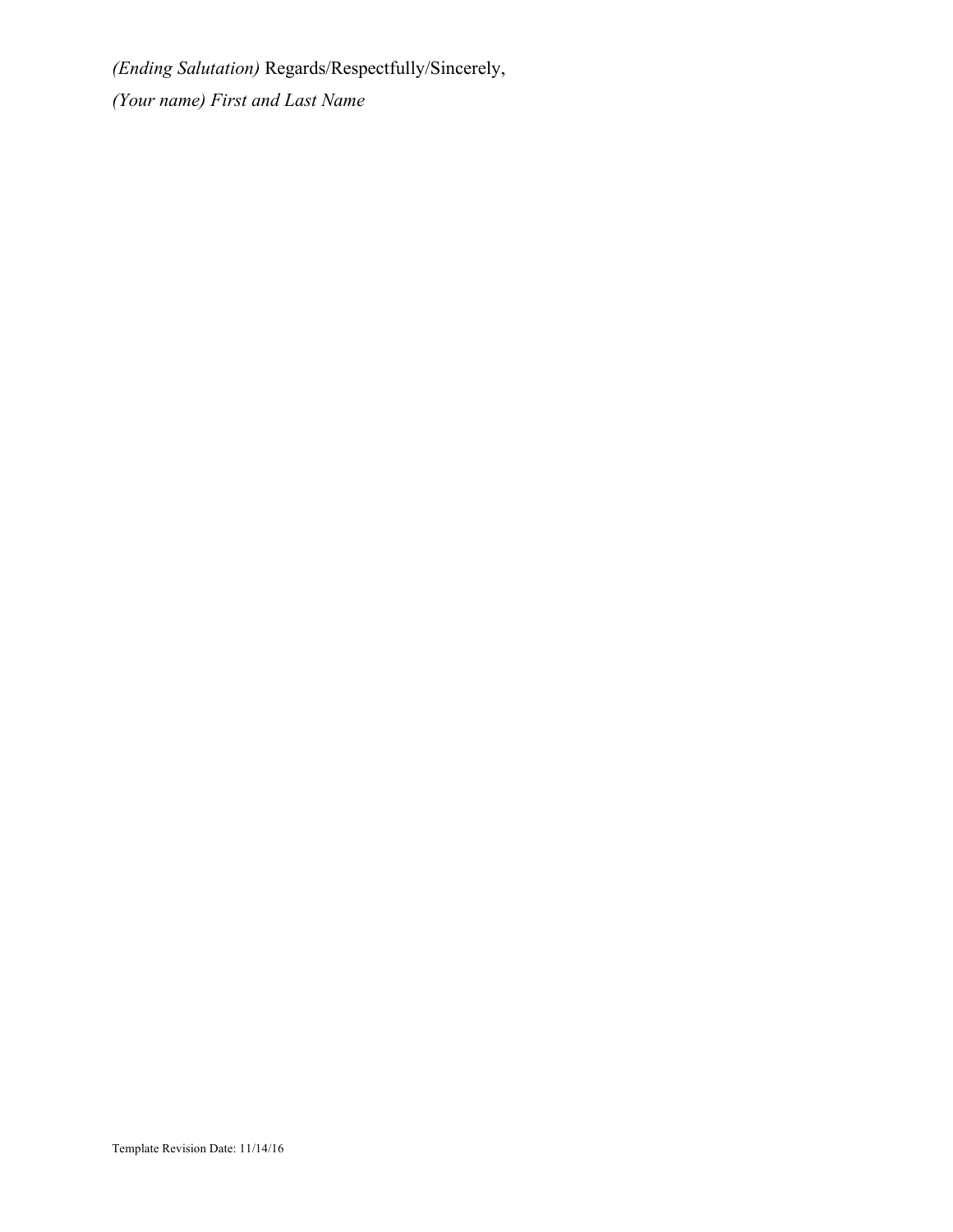*(Ending Salutation)* Regards/Respectfully/Sincerely,

*(Your name) First and Last Name*

Template Revision Date: 11/14/16